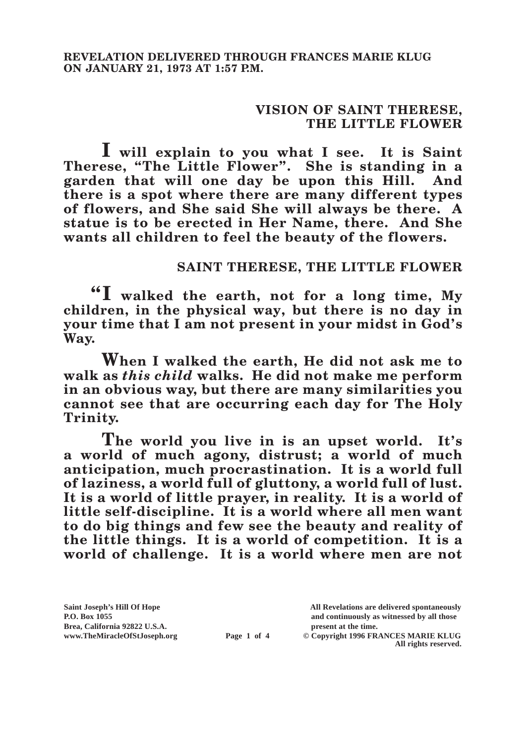**REVELATION DELIVERED THROUGH FRANCES MARIE KLUG ON JANUARY 21, 1973 AT 1:57 P.M.**

## VISION OF SAINT THERESE, THE LITTLE FLOWER

**I will explain to you what I see. It is Saint Therese, "The Little Flower". She is standing in a garden that will one day be upon this Hill. And there is a spot where there are many different types of flowers, and She said She will always be there. A statue is to be erected in Her Name, there. And She wants all children to feel the beauty of the flowers.**

## SAINT THERESE, THE LITTLE FLOWER

**"I walked the earth, not for a long time, My children, in the physical way, but there is no day in your time that I am not present in your midst in God's Way.**

**When I walked the earth, He did not ask me to walk as *this child* walks. He did not make me perform in an obvious way, but there are many similarities you cannot see that are occurring each day for The Holy Trinity.**

**The world you live in is an upset world. It's a world of much agony, distrust; a world of much anticipation, much procrastination. It is a world full of laziness, a world full of gluttony, a world full of lust. It is a world of little prayer, in reality. It is a world of little self-discipline. It is a world where all men want to do big things and few see the beauty and reality of the little things. It is a world of competition. It is a world of challenge. It is a world where men are not**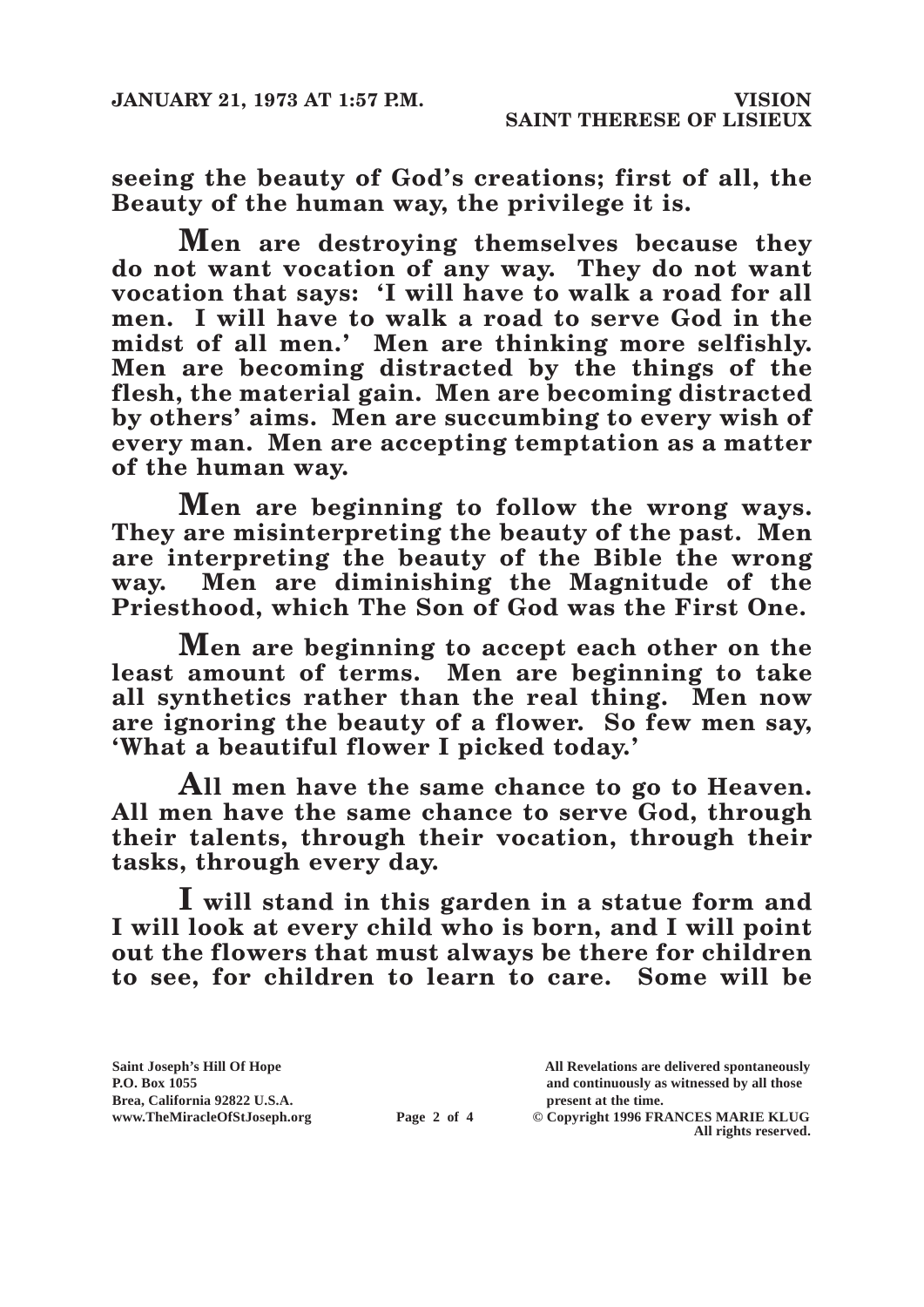**seeing the beauty of God's creations; first of all, the Beauty of the human way, the privilege it is.**

**Men are destroying themselves because they do not want vocation of any way. They do not want vocation that says: 'I will have to walk a road for all men. I will have to walk a road to serve God in the midst of all men.' Men are thinking more selfishly. Men are becoming distracted by the things of the flesh, the material gain. Men are becoming distracted by others' aims. Men are succumbing to every wish of every man. Men are accepting temptation as a matter of the human way.**

**Men are beginning to follow the wrong ways. They are misinterpreting the beauty of the past. Men are interpreting the beauty of the Bible the wrong way. Men are diminishing the Magnitude of the Priesthood, which The Son of God was the First One.**

**Men are beginning to accept each other on the least amount of terms. Men are beginning to take all synthetics rather than the real thing. Men now are ignoring the beauty of a flower. So few men say, 'What a beautiful flower I picked today.'**

**All men have the same chance to go to Heaven. All men have the same chance to serve God, through their talents, through their vocation, through their tasks, through every day.**

**I will stand in this garden in a statue form and I will look at every child who is born, and I will point out the flowers that must always be there for children to see, for children to learn to care. Some will be**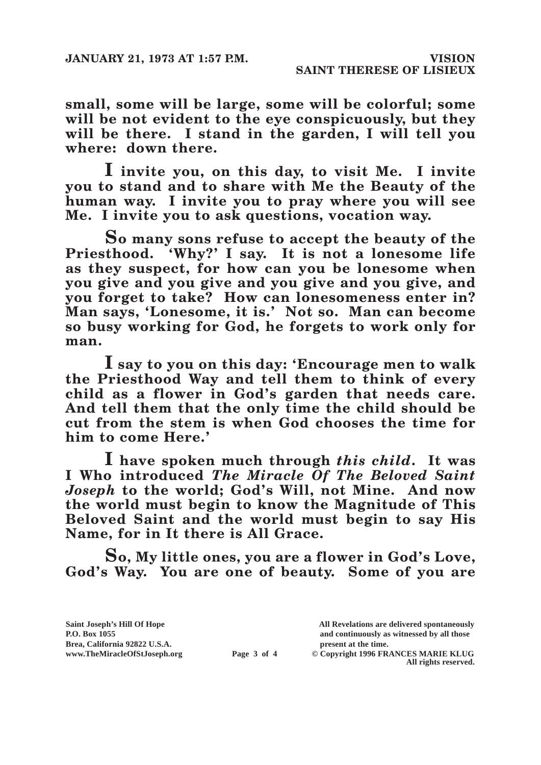small, some will be large, some will be colorful; some will be not evident to the eye conspicuously, but they will be there. I stand in the garden, I will tell you where: down there.

**I** invite you, on this day, to visit Me. I invite you to stand and to share with Me the Beauty of the human way. I invite you to pray where you will see Me. I invite you to ask questions, vocation way.

**S**o many sons refuse to accept the beauty of the Priesthood. 'Why?' I say. It is not a lonesome life as they suspect, for how can you be lonesome when you give and you give and you give and you give, and you forget to take? How can lonesomeness enter in? Man says, 'Lonesome, it is.' Not so. Man can become so busy working for God, he forgets to work only for man.

**I** say to you on this day: 'Encourage men to walk the Priesthood Way and tell them to think of every child as a flower in God's garden that needs care. And tell them that the only time the child should be cut from the stem is when God chooses the time for him to come Here.'

**I** have spoken much through *this child*. It was I Who introduced *The Miracle Of The Beloved Saint Joseph* to the world; God's Will, not Mine. And now the world must begin to know the Magnitude of This Beloved Saint and the world must begin to say His Name, for in It there is All Grace.

**S**o, My little ones, you are a flower in God's Love, God's Way. You are one of beauty. Some of you are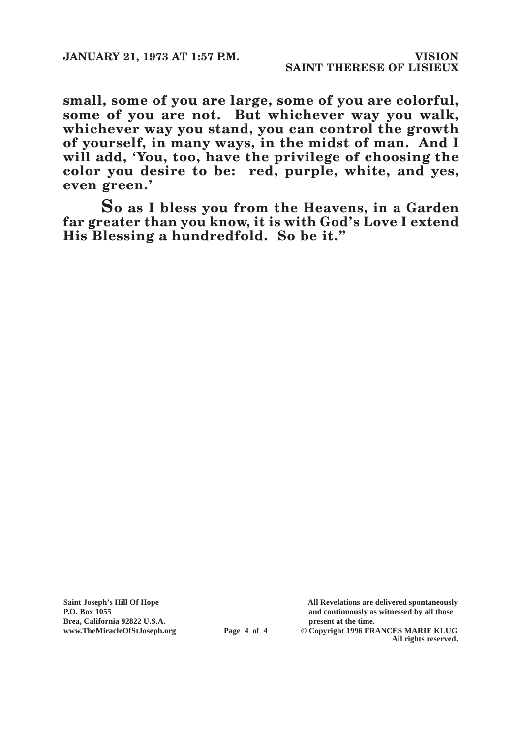**small, some of you are large, some of you are colorful, some of you are not. But whichever way you walk, whichever way you stand, you can control the growth of yourself, in many ways, in the midst of man. And I will add, 'You, too, have the privilege of choosing the color you desire to be: red, purple, white, and yes, even green.'**

**So as I bless you from the Heavens, in a Garden far greater than you know, it is with God's Love I extend His Blessing a hundredfold. So be it."**